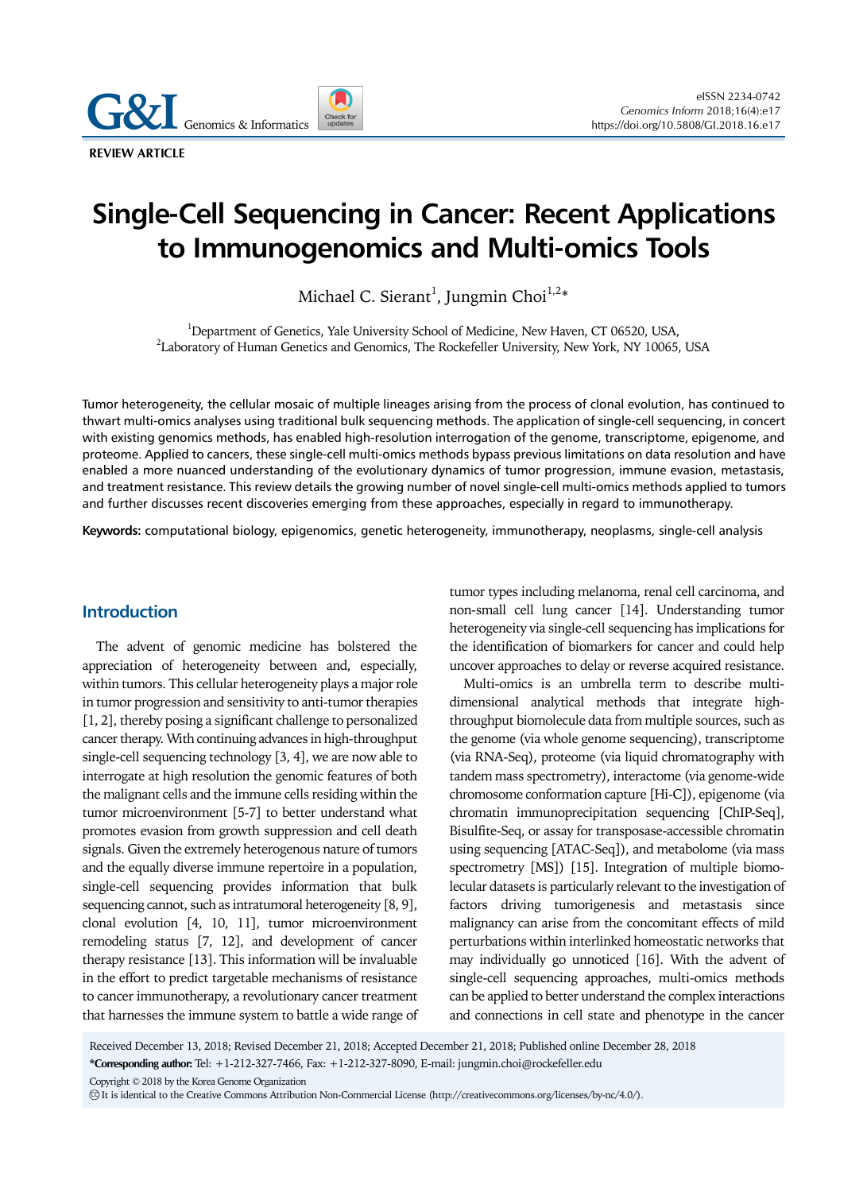REVIEW ARTICLE

# Single-Cell Sequencing in Cancer: Recent Applications to Immunogenomics and Multi-omics Tools

Michael C. Sierant[1], Jungmin Choi[1,2]*

[1]Department of Genetics, Yale University School of Medicine, New Haven, CT 06520, USA,
[2]Laboratory of Human Genetics and Genomics, The Rockefeller University, New York, NY 10065, USA

Tumor heterogeneity, the cellular mosaic of multiple lineages arising from the process of clonal evolution, has continued to thwart multi-omics analyses using traditional bulk sequencing methods. The application of single-cell sequencing, in concert with existing genomics methods, has enabled high-resolution interrogation of the genome, transcriptome, epigenome, and proteome. Applied to cancers, these single-cell multi-omics methods bypass previous limitations on data resolution and have enabled a more nuanced understanding of the evolutionary dynamics of tumor progression, immune evasion, metastasis, and treatment resistance. This review details the growing number of novel single-cell multi-omics methods applied to tumors and further discusses recent discoveries emerging from these approaches, especially in regard to immunotherapy.

**Keywords:** computational biology, epigenomics, genetic heterogeneity, immunotherapy, neoplasms, single-cell analysis

## Introduction

The advent of genomic medicine has bolstered the appreciation of heterogeneity between and, especially, within tumors. This cellular heterogeneity plays a major role in tumor progression and sensitivity to anti-tumor therapies [1, 2], thereby posing a significant challenge to personalized cancer therapy. With continuing advances in high-throughput single-cell sequencing technology [3, 4], we are now able to interrogate at high resolution the genomic features of both the malignant cells and the immune cells residing within the tumor microenvironment [5-7] to better understand what promotes evasion from growth suppression and cell death signals. Given the extremely heterogenous nature of tumors and the equally diverse immune repertoire in a population, single-cell sequencing provides information that bulk sequencing cannot, such as intratumoral heterogeneity [8, 9], clonal evolution [4, 10, 11], tumor microenvironment remodeling status [7, 12], and development of cancer therapy resistance [13]. This information will be invaluable in the effort to predict targetable mechanisms of resistance to cancer immunotherapy, a revolutionary cancer treatment that harnesses the immune system to battle a wide range of tumor types including melanoma, renal cell carcinoma, and non-small cell lung cancer [14]. Understanding tumor heterogeneity via single-cell sequencing has implications for the identification of biomarkers for cancer and could help uncover approaches to delay or reverse acquired resistance.

Multi-omics is an umbrella term to describe multi-dimensional analytical methods that integrate high-throughput biomolecule data from multiple sources, such as the genome (via whole genome sequencing), transcriptome (via RNA-Seq), proteome (via liquid chromatography with tandem mass spectrometry), interactome (via genome-wide chromosome conformation capture [Hi-C]), epigenome (via chromatin immunoprecipitation sequencing [ChIP-Seq], Bisulfite-Seq, or assay for transposase-accessible chromatin using sequencing [ATAC-Seq]), and metabolome (via mass spectrometry [MS]) [15]. Integration of multiple biomolecular datasets is particularly relevant to the investigation of factors driving tumorigenesis and metastasis since malignancy can arise from the concomitant effects of mild perturbations within interlinked homeostatic networks that may individually go unnoticed [16]. With the advent of single-cell sequencing approaches, multi-omics methods can be applied to better understand the complex interactions and connections in cell state and phenotype in the cancer

Received December 13, 2018; Revised December 21, 2018; Accepted December 21, 2018; Published online December 28, 2018

***Corresponding author:** Tel: +1-212-327-7466, Fax: +1-212-327-8090, E-mail: jungmin.choi@rockefeller.edu

Copyright © 2018 by the Korea Genome Organization

It is identical to the Creative Commons Attribution Non-Commercial License (http://creativecommons.org/licenses/by-nc/4.0/).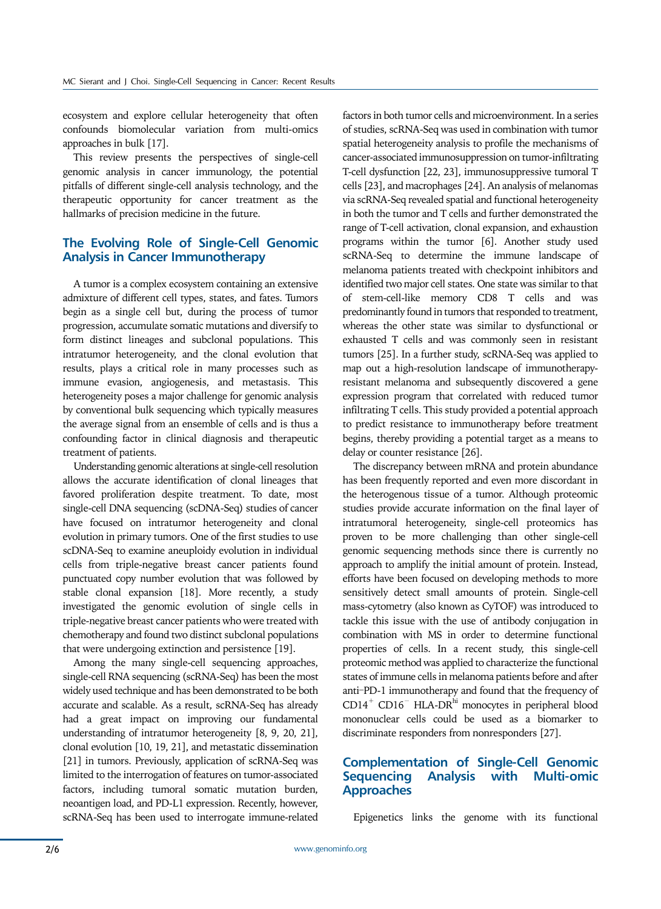ecosystem and explore cellular heterogeneity that often confounds biomolecular variation from multi-omics approaches in bulk [17].

This review presents the perspectives of single-cell genomic analysis in cancer immunology, the potential pitfalls of different single-cell analysis technology, and the therapeutic opportunity for cancer treatment as the hallmarks of precision medicine in the future.

## The Evolving Role of Single-Cell Genomic Analysis in Cancer Immunotherapy

A tumor is a complex ecosystem containing an extensive admixture of different cell types, states, and fates. Tumors begin as a single cell but, during the process of tumor progression, accumulate somatic mutations and diversify to form distinct lineages and subclonal populations. This intratumor heterogeneity, and the clonal evolution that results, plays a critical role in many processes such as immune evasion, angiogenesis, and metastasis. This heterogeneity poses a major challenge for genomic analysis by conventional bulk sequencing which typically measures the average signal from an ensemble of cells and is thus a confounding factor in clinical diagnosis and therapeutic treatment of patients.

Understanding genomic alterations at single-cell resolution allows the accurate identification of clonal lineages that favored proliferation despite treatment. To date, most single-cell DNA sequencing (scDNA-Seq) studies of cancer have focused on intratumor heterogeneity and clonal evolution in primary tumors. One of the first studies to use scDNA-Seq to examine aneuploidy evolution in individual cells from triple-negative breast cancer patients found punctuated copy number evolution that was followed by stable clonal expansion [18]. More recently, a study investigated the genomic evolution of single cells in triple-negative breast cancer patients who were treated with chemotherapy and found two distinct subclonal populations that were undergoing extinction and persistence [19].

Among the many single-cell sequencing approaches, single-cell RNA sequencing (scRNA-Seq) has been the most widely used technique and has been demonstrated to be both accurate and scalable. As a result, scRNA-Seq has already had a great impact on improving our fundamental understanding of intratumor heterogeneity [8, 9, 20, 21], clonal evolution [10, 19, 21], and metastatic dissemination [21] in tumors. Previously, application of scRNA-Seq was limited to the interrogation of features on tumor-associated factors, including tumoral somatic mutation burden, neoantigen load, and PD-L1 expression. Recently, however, scRNA-Seq has been used to interrogate immune-related factors in both tumor cells and microenvironment. In a series of studies, scRNA-Seq was used in combination with tumor spatial heterogeneity analysis to profile the mechanisms of cancer-associated immunosuppression on tumor-infiltrating T-cell dysfunction [22, 23], immunosuppressive tumoral T cells [23], and macrophages [24]. An analysis of melanomas via scRNA-Seq revealed spatial and functional heterogeneity in both the tumor and T cells and further demonstrated the range of T-cell activation, clonal expansion, and exhaustion programs within the tumor [6]. Another study used scRNA-Seq to determine the immune landscape of melanoma patients treated with checkpoint inhibitors and identified two major cell states. One state was similar to that of stem-cell-like memory CD8 T cells and was predominantly found in tumors that responded to treatment, whereas the other state was similar to dysfunctional or exhausted T cells and was commonly seen in resistant tumors [25]. In a further study, scRNA-Seq was applied to map out a high-resolution landscape of immunotherapy-resistant melanoma and subsequently discovered a gene expression program that correlated with reduced tumor infiltrating T cells. This study provided a potential approach to predict resistance to immunotherapy before treatment begins, thereby providing a potential target as a means to delay or counter resistance [26].

The discrepancy between mRNA and protein abundance has been frequently reported and even more discordant in the heterogenous tissue of a tumor. Although proteomic studies provide accurate information on the final layer of intratumoral heterogeneity, single-cell proteomics has proven to be more challenging than other single-cell genomic sequencing methods since there is currently no approach to amplify the initial amount of protein. Instead, efforts have been focused on developing methods to more sensitively detect small amounts of protein. Single-cell mass-cytometry (also known as CyTOF) was introduced to tackle this issue with the use of antibody conjugation in combination with MS in order to determine functional properties of cells. In a recent study, this single-cell proteomic method was applied to characterize the functional states of immune cells in melanoma patients before and after anti–PD-1 immunotherapy and found that the frequency of $CD14^{+}$ $CD16^{-}$ HLA-$DR^{hi}$ monocytes in peripheral blood mononuclear cells could be used as a biomarker to discriminate responders from nonresponders [27].

## Complementation of Single-Cell Genomic Sequencing Analysis with Multi-omic Approaches

Epigenetics links the genome with its functional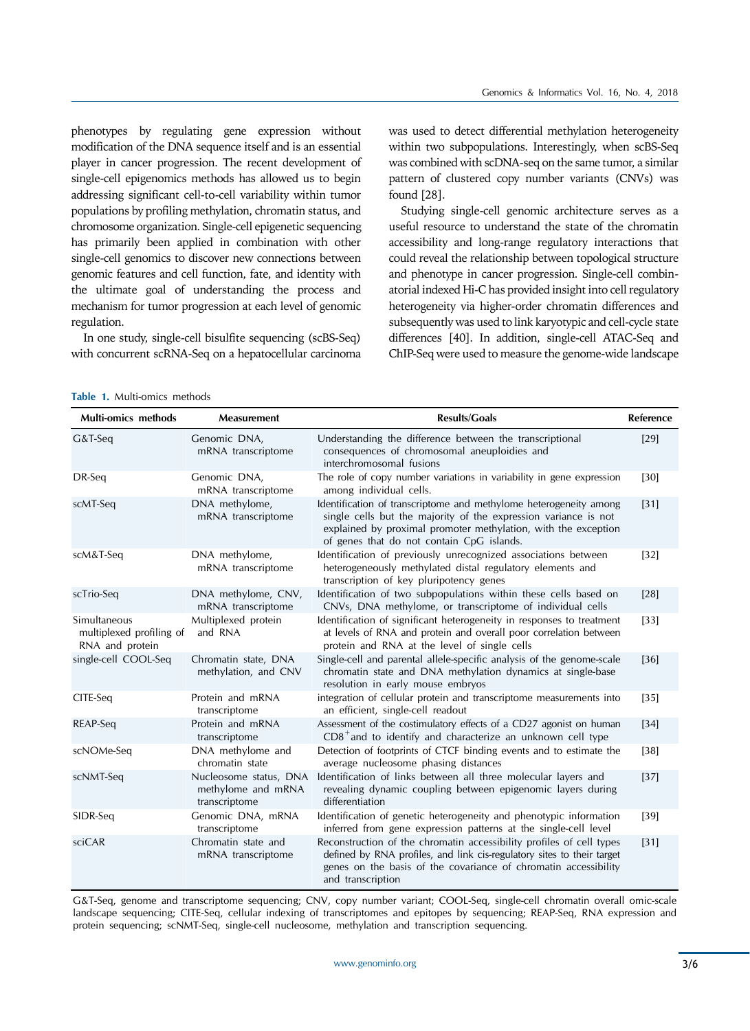phenotypes by regulating gene expression without modification of the DNA sequence itself and is an essential player in cancer progression. The recent development of single-cell epigenomics methods has allowed us to begin addressing significant cell-to-cell variability within tumor populations by profiling methylation, chromatin status, and chromosome organization. Single-cell epigenetic sequencing has primarily been applied in combination with other single-cell genomics to discover new connections between genomic features and cell function, fate, and identity with the ultimate goal of understanding the process and mechanism for tumor progression at each level of genomic regulation.

In one study, single-cell bisulfite sequencing (scBS-Seq) with concurrent scRNA-Seq on a hepatocellular carcinoma was used to detect differential methylation heterogeneity within two subpopulations. Interestingly, when scBS-Seq was combined with scDNA-seq on the same tumor, a similar pattern of clustered copy number variants (CNVs) was found [28].

Studying single-cell genomic architecture serves as a useful resource to understand the state of the chromatin accessibility and long-range regulatory interactions that could reveal the relationship between topological structure and phenotype in cancer progression. Single-cell combinatorial indexed Hi-C has provided insight into cell regulatory heterogeneity via higher-order chromatin differences and subsequently was used to link karyotypic and cell-cycle state differences [40]. In addition, single-cell ATAC-Seq and ChIP-Seq were used to measure the genome-wide landscape

**Table 1.** Multi-omics methods

| Multi-omics methods | Measurement | Results/Goals | Reference |
|---|---|---|---|
| G&T-Seq | Genomic DNA, mRNA transcriptome | Understanding the difference between the transcriptional consequences of chromosomal aneuploidies and interchromosomal fusions | [29] |
| DR-Seq | Genomic DNA, mRNA transcriptome | The role of copy number variations in variability in gene expression among individual cells. | [30] |
| scMT-Seq | DNA methylome, mRNA transcriptome | Identification of transcriptome and methylome heterogeneity among single cells but the majority of the expression variance is not explained by proximal promoter methylation, with the exception of genes that do not contain CpG islands. | [31] |
| scM&T-Seq | DNA methylome, mRNA transcriptome | Identification of previously unrecognized associations between heterogeneously methylated distal regulatory elements and transcription of key pluripotency genes | [32] |
| scTrio-Seq | DNA methylome, CNV, mRNA transcriptome | Identification of two subpopulations within these cells based on CNVs, DNA methylome, or transcriptome of individual cells | [28] |
| Simultaneous multiplexed profiling of RNA and protein | Multiplexed protein and RNA | Identification of significant heterogeneity in responses to treatment at levels of RNA and protein and overall poor correlation between protein and RNA at the level of single cells | [33] |
| single-cell COOL-Seq | Chromatin state, DNA methylation, and CNV | Single-cell and parental allele-specific analysis of the genome-scale chromatin state and DNA methylation dynamics at single-base resolution in early mouse embryos | [36] |
| CITE-Seq | Protein and mRNA transcriptome | integration of cellular protein and transcriptome measurements into an efficient, single-cell readout | [35] |
| REAP-Seq | Protein and mRNA transcriptome | Assessment of the costimulatory effects of a CD27 agonist on human $CD8^{+}$and to identify and characterize an unknown cell type | [34] |
| scNOMe-Seq | DNA methylome and chromatin state | Detection of footprints of CTCF binding events and to estimate the average nucleosome phasing distances | [38] |
| scNMT-Seq | Nucleosome status, DNA methylome and mRNA transcriptome | Identification of links between all three molecular layers and revealing dynamic coupling between epigenomic layers during differentiation | [37] |
| SIDR-Seq | Genomic DNA, mRNA transcriptome | Identification of genetic heterogeneity and phenotypic information inferred from gene expression patterns at the single-cell level | [39] |
| sciCAR | Chromatin state and mRNA transcriptome | Reconstruction of the chromatin accessibility profiles of cell types defined by RNA profiles, and link cis-regulatory sites to their target genes on the basis of the covariance of chromatin accessibility and transcription | [31] |

G&T-Seq, genome and transcriptome sequencing; CNV, copy number variant; COOL-Seq, single-cell chromatin overall omic-scale landscape sequencing; CITE-Seq, cellular indexing of transcriptomes and epitopes by sequencing; REAP-Seq, RNA expression and protein sequencing; scNMT-Seq, single-cell nucleosome, methylation and transcription sequencing.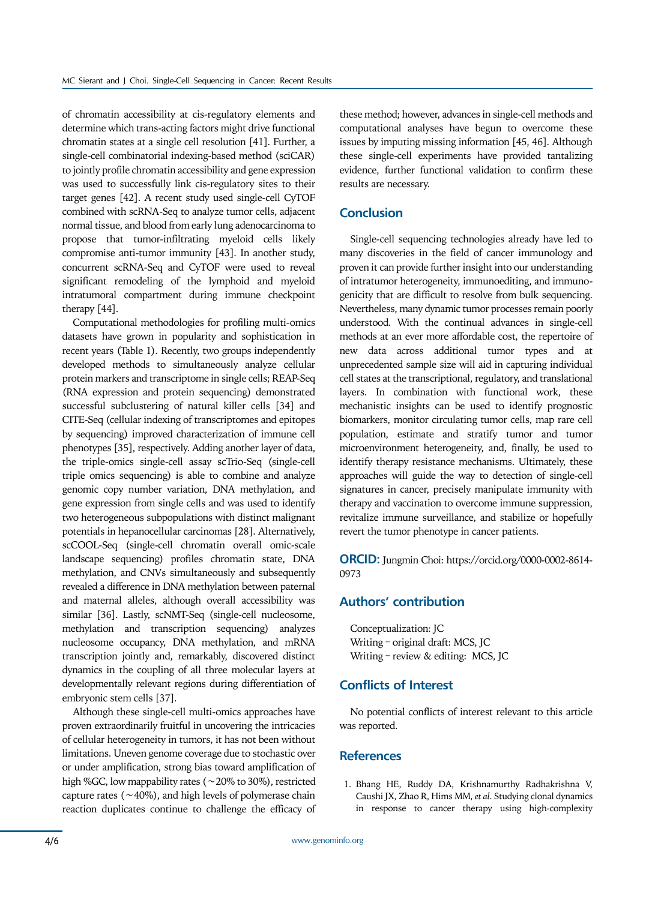of chromatin accessibility at cis-regulatory elements and determine which trans-acting factors might drive functional chromatin states at a single cell resolution [41]. Further, a single-cell combinatorial indexing-based method (sciCAR) to jointly profile chromatin accessibility and gene expression was used to successfully link cis-regulatory sites to their target genes [42]. A recent study used single-cell CyTOF combined with scRNA-Seq to analyze tumor cells, adjacent normal tissue, and blood from early lung adenocarcinoma to propose that tumor-infiltrating myeloid cells likely compromise anti-tumor immunity [43]. In another study, concurrent scRNA-Seq and CyTOF were used to reveal significant remodeling of the lymphoid and myeloid intratumoral compartment during immune checkpoint therapy [44].

Computational methodologies for profiling multi-omics datasets have grown in popularity and sophistication in recent years (Table 1). Recently, two groups independently developed methods to simultaneously analyze cellular protein markers and transcriptome in single cells; REAP-Seq (RNA expression and protein sequencing) demonstrated successful subclustering of natural killer cells [34] and CITE-Seq (cellular indexing of transcriptomes and epitopes by sequencing) improved characterization of immune cell phenotypes [35], respectively. Adding another layer of data, the triple-omics single-cell assay scTrio-Seq (single-cell triple omics sequencing) is able to combine and analyze genomic copy number variation, DNA methylation, and gene expression from single cells and was used to identify two heterogeneous subpopulations with distinct malignant potentials in hepanocellular carcinomas [28]. Alternatively, scCOOL-Seq (single-cell chromatin overall omic-scale landscape sequencing) profiles chromatin state, DNA methylation, and CNVs simultaneously and subsequently revealed a difference in DNA methylation between paternal and maternal alleles, although overall accessibility was similar [36]. Lastly, scNMT-Seq (single-cell nucleosome, methylation and transcription sequencing) analyzes nucleosome occupancy, DNA methylation, and mRNA transcription jointly and, remarkably, discovered distinct dynamics in the coupling of all three molecular layers at developmentally relevant regions during differentiation of embryonic stem cells [37].

Although these single-cell multi-omics approaches have proven extraordinarily fruitful in uncovering the intricacies of cellular heterogeneity in tumors, it has not been without limitations. Uneven genome coverage due to stochastic over or under amplification, strong bias toward amplification of high %GC, low mappability rates (~20% to 30%), restricted capture rates (~40%), and high levels of polymerase chain reaction duplicates continue to challenge the efficacy of these method; however, advances in single-cell methods and computational analyses have begun to overcome these issues by imputing missing information [45, 46]. Although these single-cell experiments have provided tantalizing evidence, further functional validation to confirm these results are necessary.

## Conclusion

Single-cell sequencing technologies already have led to many discoveries in the field of cancer immunology and proven it can provide further insight into our understanding of intratumor heterogeneity, immunoediting, and immunogenicity that are difficult to resolve from bulk sequencing. Nevertheless, many dynamic tumor processes remain poorly understood. With the continual advances in single-cell methods at an ever more affordable cost, the repertoire of new data across additional tumor types and at unprecedented sample size will aid in capturing individual cell states at the transcriptional, regulatory, and translational layers. In combination with functional work, these mechanistic insights can be used to identify prognostic biomarkers, monitor circulating tumor cells, map rare cell population, estimate and stratify tumor and tumor microenvironment heterogeneity, and, finally, be used to identify therapy resistance mechanisms. Ultimately, these approaches will guide the way to detection of single-cell signatures in cancer, precisely manipulate immunity with therapy and vaccination to overcome immune suppression, revitalize immune surveillance, and stabilize or hopefully revert the tumor phenotype in cancer patients.

**ORCID:** Jungmin Choi: https://orcid.org/0000-0002-8614-0973

## Authors' contribution

Conceptualization: JC
Writing - original draft: MCS, JC
Writing - review & editing: MCS, JC

## Conflicts of Interest

No potential conflicts of interest relevant to this article was reported.

## References

1. Bhang HE, Ruddy DA, Krishnamurthy Radhakrishna V, Caushi JX, Zhao R, Hims MM, *et al*. Studying clonal dynamics in response to cancer therapy using high-complexity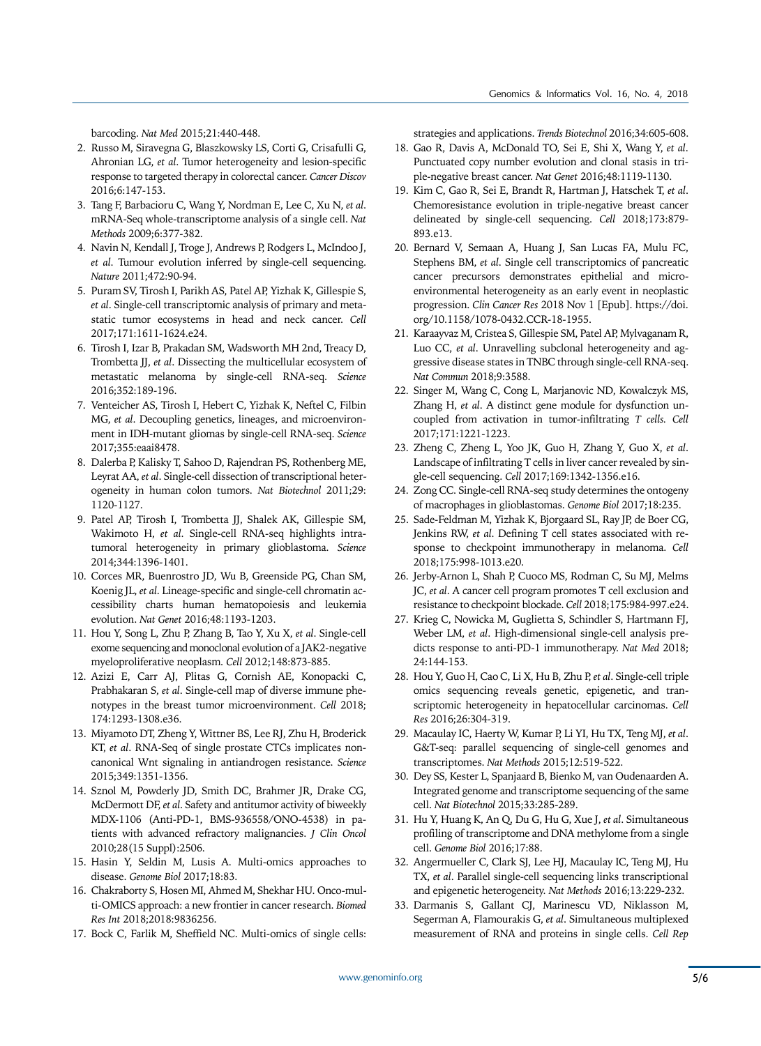barcoding. *Nat Med* 2015;21:440-448.

2. Russo M, Siravegna G, Blaszkowsky LS, Corti G, Crisafulli G, Ahronian LG, *et al*. Tumor heterogeneity and lesion-specific response to targeted therapy in colorectal cancer. *Cancer Discov* 2016;6:147-153.
3. Tang F, Barbacioru C, Wang Y, Nordman E, Lee C, Xu N, *et al*. mRNA-Seq whole-transcriptome analysis of a single cell. *Nat Methods* 2009;6:377-382.
4. Navin N, Kendall J, Troge J, Andrews P, Rodgers L, McIndoo J, *et al*. Tumour evolution inferred by single-cell sequencing. *Nature* 2011;472:90-94.
5. Puram SV, Tirosh I, Parikh AS, Patel AP, Yizhak K, Gillespie S, *et al*. Single-cell transcriptomic analysis of primary and metastatic tumor ecosystems in head and neck cancer. *Cell* 2017;171:1611-1624.e24.
6. Tirosh I, Izar B, Prakadan SM, Wadsworth MH 2nd, Treacy D, Trombetta JJ, *et al*. Dissecting the multicellular ecosystem of metastatic melanoma by single-cell RNA-seq. *Science* 2016;352:189-196.
7. Venteicher AS, Tirosh I, Hebert C, Yizhak K, Neftel C, Filbin MG, *et al*. Decoupling genetics, lineages, and microenvironment in IDH-mutant gliomas by single-cell RNA-seq. *Science* 2017;355:eaai8478.
8. Dalerba P, Kalisky T, Sahoo D, Rajendran PS, Rothenberg ME, Leyrat AA, *et al*. Single-cell dissection of transcriptional heterogeneity in human colon tumors. *Nat Biotechnol* 2011;29: 1120-1127.
9. Patel AP, Tirosh I, Trombetta JJ, Shalek AK, Gillespie SM, Wakimoto H, *et al*. Single-cell RNA-seq highlights intratumoral heterogeneity in primary glioblastoma. *Science* 2014;344:1396-1401.
10. Corces MR, Buenrostro JD, Wu B, Greenside PG, Chan SM, Koenig JL, *et al*. Lineage-specific and single-cell chromatin accessibility charts human hematopoiesis and leukemia evolution. *Nat Genet* 2016;48:1193-1203.
11. Hou Y, Song L, Zhu P, Zhang B, Tao Y, Xu X, *et al*. Single-cell exome sequencing and monoclonal evolution of a JAK2-negative myeloproliferative neoplasm. *Cell* 2012;148:873-885.
12. Azizi E, Carr AJ, Plitas G, Cornish AE, Konopacki C, Prabhakaran S, *et al*. Single-cell map of diverse immune phenotypes in the breast tumor microenvironment. *Cell* 2018; 174:1293-1308.e36.
13. Miyamoto DT, Zheng Y, Wittner BS, Lee RJ, Zhu H, Broderick KT, *et al*. RNA-Seq of single prostate CTCs implicates noncanonical Wnt signaling in antiandrogen resistance. *Science* 2015;349:1351-1356.
14. Sznol M, Powderly JD, Smith DC, Brahmer JR, Drake CG, McDermott DF, *et al*. Safety and antitumor activity of biweekly MDX-1106 (Anti-PD-1, BMS-936558/ONO-4538) in patients with advanced refractory malignancies. *J Clin Oncol* 2010;28(15 Suppl):2506.
15. Hasin Y, Seldin M, Lusis A. Multi-omics approaches to disease. *Genome Biol* 2017;18:83.
16. Chakraborty S, Hosen MI, Ahmed M, Shekhar HU. Onco-multi-OMICS approach: a new frontier in cancer research. *Biomed Res Int* 2018;2018:9836256.
17. Bock C, Farlik M, Sheffield NC. Multi-omics of single cells: strategies and applications. *Trends Biotechnol* 2016;34:605-608.
18. Gao R, Davis A, McDonald TO, Sei E, Shi X, Wang Y, *et al*. Punctuated copy number evolution and clonal stasis in triple-negative breast cancer. *Nat Genet* 2016;48:1119-1130.
19. Kim C, Gao R, Sei E, Brandt R, Hartman J, Hatschek T, *et al*. Chemoresistance evolution in triple-negative breast cancer delineated by single-cell sequencing. *Cell* 2018;173:879-893.e13.
20. Bernard V, Semaan A, Huang J, San Lucas FA, Mulu FC, Stephens BM, *et al*. Single cell transcriptomics of pancreatic cancer precursors demonstrates epithelial and microenvironmental heterogeneity as an early event in neoplastic progression. *Clin Cancer Res* 2018 Nov 1 [Epub]. https://doi.org/10.1158/1078-0432.CCR-18-1955.
21. Karaayvaz M, Cristea S, Gillespie SM, Patel AP, Mylvaganam R, Luo CC, *et al*. Unravelling subclonal heterogeneity and aggressive disease states in TNBC through single-cell RNA-seq. *Nat Commun* 2018;9:3588.
22. Singer M, Wang C, Cong L, Marjanovic ND, Kowalczyk MS, Zhang H, *et al*. A distinct gene module for dysfunction uncoupled from activation in tumor-infiltrating *T cells*. *Cell* 2017;171:1221-1223.
23. Zheng C, Zheng L, Yoo JK, Guo H, Zhang Y, Guo X, *et al*. Landscape of infiltrating T cells in liver cancer revealed by single-cell sequencing. *Cell* 2017;169:1342-1356.e16.
24. Zong CC. Single-cell RNA-seq study determines the ontogeny of macrophages in glioblastomas. *Genome Biol* 2017;18:235.
25. Sade-Feldman M, Yizhak K, Bjorgaard SL, Ray JP, de Boer CG, Jenkins RW, *et al*. Defining T cell states associated with response to checkpoint immunotherapy in melanoma. *Cell* 2018;175:998-1013.e20.
26. Jerby-Arnon L, Shah P, Cuoco MS, Rodman C, Su MJ, Melms JC, *et al*. A cancer cell program promotes T cell exclusion and resistance to checkpoint blockade. *Cell* 2018;175:984-997.e24.
27. Krieg C, Nowicka M, Guglietta S, Schindler S, Hartmann FJ, Weber LM, *et al*. High-dimensional single-cell analysis predicts response to anti-PD-1 immunotherapy. *Nat Med* 2018; 24:144-153.
28. Hou Y, Guo H, Cao C, Li X, Hu B, Zhu P, *et al*. Single-cell triple omics sequencing reveals genetic, epigenetic, and transcriptomic heterogeneity in hepatocellular carcinomas. *Cell Res* 2016;26:304-319.
29. Macaulay IC, Haerty W, Kumar P, Li YI, Hu TX, Teng MJ, *et al*. G&T-seq: parallel sequencing of single-cell genomes and transcriptomes. *Nat Methods* 2015;12:519-522.
30. Dey SS, Kester L, Spanjaard B, Bienko M, van Oudenaarden A. Integrated genome and transcriptome sequencing of the same cell. *Nat Biotechnol* 2015;33:285-289.
31. Hu Y, Huang K, An Q, Du G, Hu G, Xue J, *et al*. Simultaneous profiling of transcriptome and DNA methylome from a single cell. *Genome Biol* 2016;17:88.
32. Angermueller C, Clark SJ, Lee HJ, Macaulay IC, Teng MJ, Hu TX, *et al*. Parallel single-cell sequencing links transcriptional and epigenetic heterogeneity. *Nat Methods* 2016;13:229-232.
33. Darmanis S, Gallant CJ, Marinescu VD, Niklasson M, Segerman A, Flamourakis G, *et al*. Simultaneous multiplexed measurement of RNA and proteins in single cells. *Cell Rep*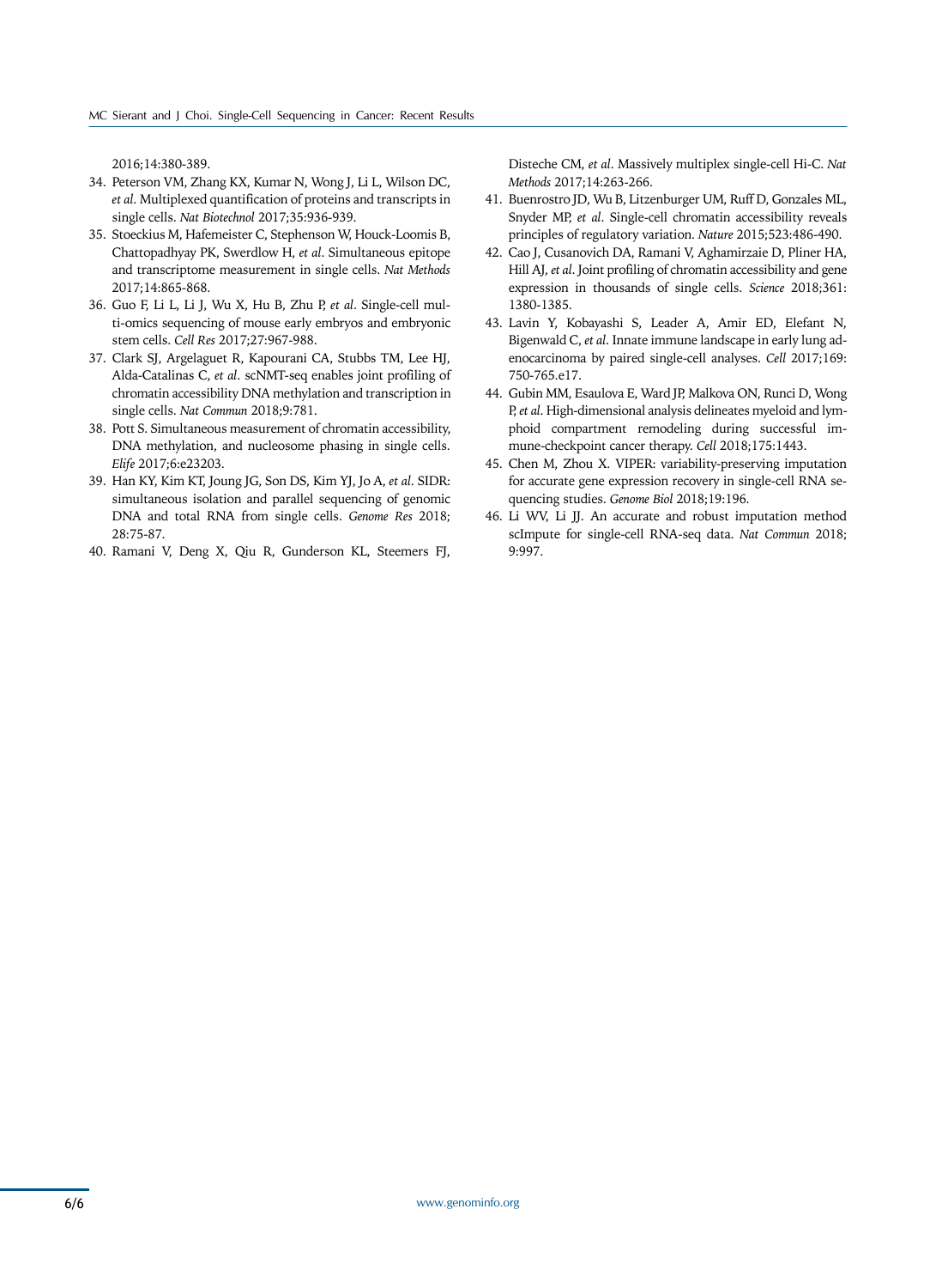2016;14:380-389.

34. Peterson VM, Zhang KX, Kumar N, Wong J, Li L, Wilson DC, *et al*. Multiplexed quantification of proteins and transcripts in single cells. *Nat Biotechnol* 2017;35:936-939.
35. Stoeckius M, Hafemeister C, Stephenson W, Houck-Loomis B, Chattopadhyay PK, Swerdlow H, *et al*. Simultaneous epitope and transcriptome measurement in single cells. *Nat Methods* 2017;14:865-868.
36. Guo F, Li L, Li J, Wu X, Hu B, Zhu P, *et al*. Single-cell multi-omics sequencing of mouse early embryos and embryonic stem cells. *Cell Res* 2017;27:967-988.
37. Clark SJ, Argelaguet R, Kapourani CA, Stubbs TM, Lee HJ, Alda-Catalinas C, *et al*. scNMT-seq enables joint profiling of chromatin accessibility DNA methylation and transcription in single cells. *Nat Commun* 2018;9:781.
38. Pott S. Simultaneous measurement of chromatin accessibility, DNA methylation, and nucleosome phasing in single cells. *Elife* 2017;6:e23203.
39. Han KY, Kim KT, Joung JG, Son DS, Kim YJ, Jo A, *et al*. SIDR: simultaneous isolation and parallel sequencing of genomic DNA and total RNA from single cells. *Genome Res* 2018;28:75-87.
40. Ramani V, Deng X, Qiu R, Gunderson KL, Steemers FJ, Disteche CM, *et al*. Massively multiplex single-cell Hi-C. *Nat Methods* 2017;14:263-266.
41. Buenrostro JD, Wu B, Litzenburger UM, Ruff D, Gonzales ML, Snyder MP, *et al*. Single-cell chromatin accessibility reveals principles of regulatory variation. *Nature* 2015;523:486-490.
42. Cao J, Cusanovich DA, Ramani V, Aghamirzaie D, Pliner HA, Hill AJ, *et al*. Joint profiling of chromatin accessibility and gene expression in thousands of single cells. *Science* 2018;361:1380-1385.
43. Lavin Y, Kobayashi S, Leader A, Amir ED, Elefant N, Bigenwald C, *et al*. Innate immune landscape in early lung adenocarcinoma by paired single-cell analyses. *Cell* 2017;169:750-765.e17.
44. Gubin MM, Esaulova E, Ward JP, Malkova ON, Runci D, Wong P, *et al*. High-dimensional analysis delineates myeloid and lymphoid compartment remodeling during successful immune-checkpoint cancer therapy. *Cell* 2018;175:1443.
45. Chen M, Zhou X. VIPER: variability-preserving imputation for accurate gene expression recovery in single-cell RNA sequencing studies. *Genome Biol* 2018;19:196.
46. Li WV, Li JJ. An accurate and robust imputation method scImpute for single-cell RNA-seq data. *Nat Commun* 2018;9:997.